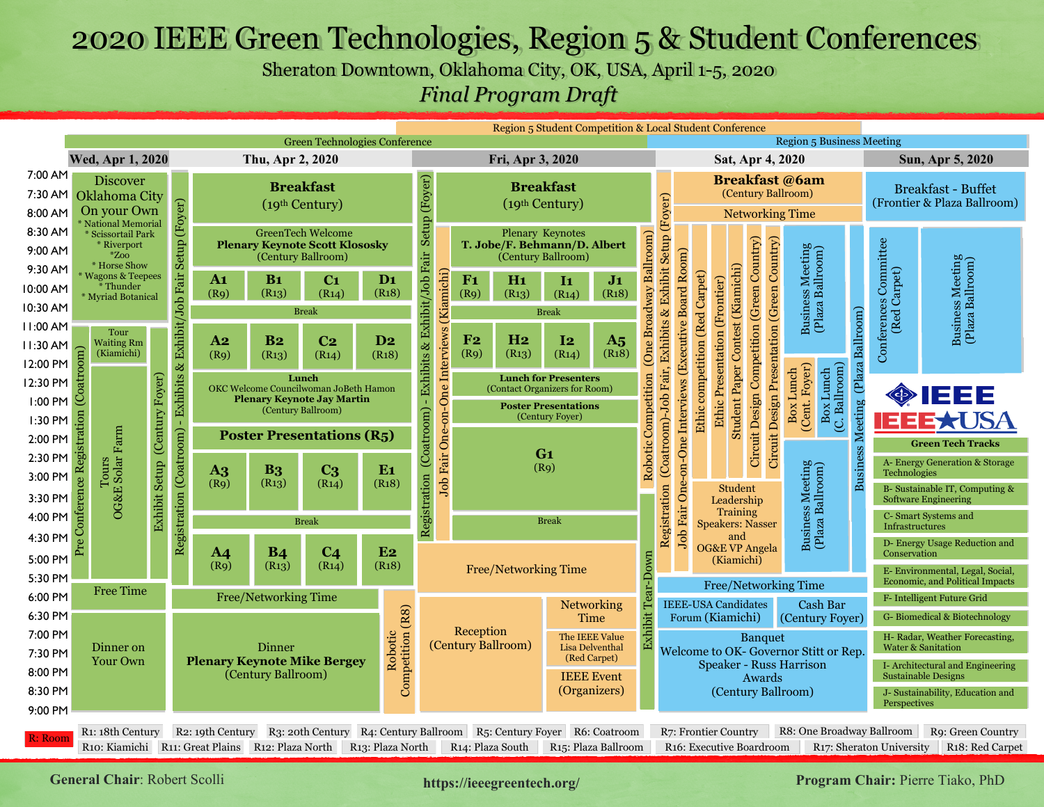# 2020 IEEE Green Technologies, Region 5 & Student Conferences

Sheraton Downtown, Oklahoma City, OK, USA, April 1-5, 2020

*Final Program Draft*

Region 5 Student Competition & Local Student Conference

Green Technologies Conference | Region 5 Business Meeting

## Wed, Apr 1, 2020

- **7:00 AM – 11:00 AM**: Discover Oklahoma City On your Own
  - * National Memorial
  - * Scissortail Park
  - * Riverport
  - *Zoo
  - * Horse Show
  - * Wagons & Teepees
  - * Thunder
  - * Myriad Botanical
- **11:00 AM – 5:30 PM**: Pre Conference Registration (Coatroom)
- **11:00 AM – 11:45 AM**: Tour Waiting Rm (Kiamichi)
- **11:45 AM – 5:30 PM**: Tours OG&E Solar Farm
- **11:00 AM – 5:30 PM**: Exhibit Setup (Century Foyer)
- **5:30 PM – 6:30 PM**: Free Time
- **6:30 PM – 9:00 PM**: Dinner on Your Own

## Thu, Apr 2, 2020

- **7:00 AM – 5:30 PM**: Registration (Coatroom) - Exhibits & Exhibit/Job Fair Setup (Foyer)
- **7:00 AM – 8:30 AM**: **Breakfast** (19th Century)
- **8:30 AM – 9:30 AM**: GreenTech Welcome, **Plenary Keynote Scott Klososky** (Century Ballroom)
- **9:30 AM – 10:30 AM**: A1 (R9) | B1 (R13) | C1 (R14) | D1 (R18)
- **10:30 AM**: Break
- **11:00 AM – 12:15 PM**: A2 (R9) | B2 (R13) | C2 (R14) | D2 (R18)
- **12:15 PM – 1:45 PM**: **Lunch** – OKC Welcome Councilwoman JoBeth Hamon, **Plenary Keynote Jay Martin** (Century Ballroom)
- **1:45 PM – 2:15 PM**: **Poster Presentations (R5)**
- **2:15 PM – 3:45 PM**: A3 (R9) | B3 (R13) | C3 (R14) | E1 (R18)
- **3:45 PM – 4:15 PM**: Break
- **4:15 PM – 5:45 PM**: A4 (R9) | B4 (R13) | C4 (R14) | E2 (R18)
- **5:45 PM – 6:15 PM**: Free/Networking Time
- **6:15 PM – 9:00 PM**: Dinner, **Plenary Keynote Mike Bergey** (Century Ballroom)
- **5:45 PM – 9:00 PM**: Robotic Competition (R8)

## Fri, Apr 3, 2020

- **7:00 AM – 4:30 PM**: Registration (Coatroom) - Exhibits & Exhibit/Job Fair Setup (Foyer)
- **8:30 AM – 4:30 PM**: Job Fair One-on-One Interviews (Kiamichi)
- **7:00 AM – 8:30 AM**: **Breakfast** (19th Century)
- **8:30 AM – 9:30 AM**: Plenary Keynotes T. Jobe/F. Behmann/D. Albert (Century Ballroom)
- **9:30 AM – 10:30 AM**: F1 (R9) | H1 (R13) | I1 (R14) | J1 (R18)
- **10:30 AM**: Break
- **11:00 AM – 12:15 PM**: F2 (R9) | H2 (R13) | I2 (R14) | A5 (R18)
- **12:15 PM – 1:00 PM**: **Lunch for Presenters** (Contact Organizers for Room)
- **1:00 PM – 1:45 PM**: **Poster Presentations** (Century Foyer)
- **1:45 PM – 4:00 PM**: **G1** (R9)
- **4:00 PM – 4:30 PM**: Break
- **4:30 PM – 6:00 PM**: Free/Networking Time
- **6:00 PM – 9:00 PM**: Reception (Century Ballroom)
- **6:00 PM – 6:45 PM**: Networking Time
- **6:45 PM – 7:30 PM**: The IEEE Value – Lisa Delventhal (Red Carpet)
- **7:30 PM – 9:00 PM**: IEEE Event (Organizers)
- **8:30 AM – 3:30 PM**: Robotic Competition (One Broadway Ballroom)
- **3:30 PM – 9:00 PM**: Exhibit Tear-Down

## Sat, Apr 4, 2020

- **7:00 AM – 5:00 PM**: Registration (Coatroom)-Job Fair, Exhibits & Exhibit Setup (Foyer)
- **7:00 AM – 7:45 AM**: **Breakfast @6am** (Century Ballroom)
- **7:45 AM – 8:15 AM**: Networking Time
- **8:15 AM – 5:00 PM**: Job Fair One-on-One Interviews (Executive Board Room)
- **8:15 AM – 3:00 PM**: Ethic competition (Red Carpet)
- **8:15 AM – 3:00 PM**: Ethic Presentation (Frontier)
- **8:15 AM – 3:00 PM**: Student Paper Contest (Kiamichi)
- **8:15 AM – 3:00 PM**: Circuit Design Competition (Green Country)
- **8:15 AM – 3:00 PM**: Circuit Design Presentation (Green Country)
- **3:00 PM – 5:00 PM**: Student Leadership Training Speakers: Nasser and OG&E VP Angela (Kiamichi)
- **8:15 AM – 11:45 AM**: Business Meeting (Plaza Ballroom)
- **11:45 AM – 1:45 PM**: Box Lunch (Cent. Foyer) | Box Lunch (C. Ballroom)
- **1:45 PM – 5:00 PM**: Business Meeting (Plaza Ballroom)
- **8:15 AM – 5:00 PM**: Business Meeting (Plaza Ballroom)
- **5:15 PM – 5:45 PM**: Free/Networking Time
- **5:45 PM – 6:45 PM**: IEEE-USA Candidates Forum (Kiamichi) | Cash Bar (Century Foyer)
- **6:45 PM – 9:00 PM**: Banquet – Welcome to OK- Governor Stitt or Rep. Speaker - Russ Harrison, Awards (Century Ballroom)

## Sun, Apr 5, 2020

- **7:00 AM – 8:15 AM**: Breakfast - Buffet (Frontier & Plaza Ballroom)
- **8:30 AM – 12:00 PM**: Conferences Committee (Red Carpet)
- **8:30 AM – 12:00 PM**: Business Meeting (Plaza Ballroom)

IEEE | IEEE USA

### Green Tech Tracks

- A- Energy Generation & Storage Technologies
- B- Sustainable IT, Computing & Software Engineering
- C- Smart Systems and Infrastructures
- D- Energy Usage Reduction and Conservation
- E- Environmental, Legal, Social, Economic, and Political Impacts
- F- Intelligent Future Grid
- G- Biomedical & Biotechnology
- H- Radar, Weather Forecasting, Water & Sanitation
- I- Architectural and Engineering Sustainable Designs
- J- Sustainability, Education and Perspectives

### R: Room

| | | | | | | | | |
|---|---|---|---|---|---|---|---|---|
| R1: 18th Century | R2: 19th Century | R3: 20th Century | R4: Century Ballroom | R5: Century Foyer | R6: Coatroom | R7: Frontier Country | R8: One Broadway Ballroom | R9: Green Country |
| R10: Kiamichi | R11: Great Plains | R12: Plaza North | R13: Plaza North | R14: Plaza South | R15: Plaza Ballroom | R16: Executive Boardroom | R17: Sheraton University | R18: Red Carpet |

**General Chair**: Robert Scolli

**https://ieeegreentech.org/**

**Program Chair:** Pierre Tiako, PhD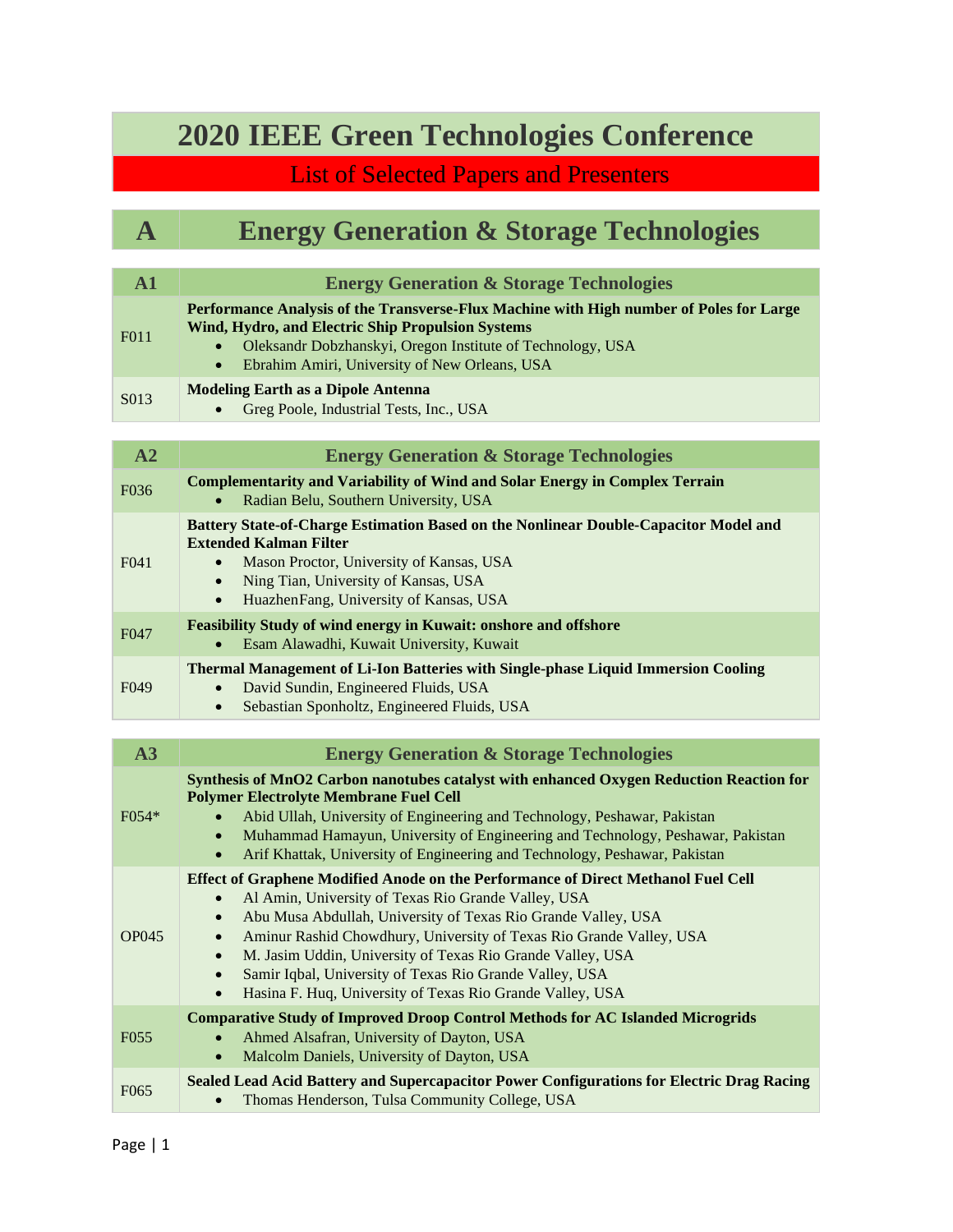# 2020 IEEE Green Technologies Conference

## List of Selected Papers and Presenters

## A — Energy Generation & Storage Technologies

| A1 | Energy Generation & Storage Technologies |
|---|---|
| F011 | **Performance Analysis of the Transverse-Flux Machine with High number of Poles for Large Wind, Hydro, and Electric Ship Propulsion Systems**<br>• Oleksandr Dobzhanskyi, Oregon Institute of Technology, USA<br>• Ebrahim Amiri, University of New Orleans, USA |
| S013 | **Modeling Earth as a Dipole Antenna**<br>• Greg Poole, Industrial Tests, Inc., USA |

| A2 | Energy Generation & Storage Technologies |
|---|---|
| F036 | **Complementarity and Variability of Wind and Solar Energy in Complex Terrain**<br>• Radian Belu, Southern University, USA |
| F041 | **Battery State-of-Charge Estimation Based on the Nonlinear Double-Capacitor Model and Extended Kalman Filter**<br>• Mason Proctor, University of Kansas, USA<br>• Ning Tian, University of Kansas, USA<br>• HuazhenFang, University of Kansas, USA |
| F047 | **Feasibility Study of wind energy in Kuwait: onshore and offshore**<br>• Esam Alawadhi, Kuwait University, Kuwait |
| F049 | **Thermal Management of Li-Ion Batteries with Single-phase Liquid Immersion Cooling**<br>• David Sundin, Engineered Fluids, USA<br>• Sebastian Sponholtz, Engineered Fluids, USA |

| A3 | Energy Generation & Storage Technologies |
|---|---|
| F054* | **Synthesis of MnO2 Carbon nanotubes catalyst with enhanced Oxygen Reduction Reaction for Polymer Electrolyte Membrane Fuel Cell**<br>• Abid Ullah, University of Engineering and Technology, Peshawar, Pakistan<br>• Muhammad Hamayun, University of Engineering and Technology, Peshawar, Pakistan<br>• Arif Khattak, University of Engineering and Technology, Peshawar, Pakistan |
| OP045 | **Effect of Graphene Modified Anode on the Performance of Direct Methanol Fuel Cell**<br>• Al Amin, University of Texas Rio Grande Valley, USA<br>• Abu Musa Abdullah, University of Texas Rio Grande Valley, USA<br>• Aminur Rashid Chowdhury, University of Texas Rio Grande Valley, USA<br>• M. Jasim Uddin, University of Texas Rio Grande Valley, USA<br>• Samir Iqbal, University of Texas Rio Grande Valley, USA<br>• Hasina F. Huq, University of Texas Rio Grande Valley, USA |
| F055 | **Comparative Study of Improved Droop Control Methods for AC Islanded Microgrids**<br>• Ahmed Alsafran, University of Dayton, USA<br>• Malcolm Daniels, University of Dayton, USA |
| F065 | **Sealed Lead Acid Battery and Supercapacitor Power Configurations for Electric Drag Racing**<br>• Thomas Henderson, Tulsa Community College, USA |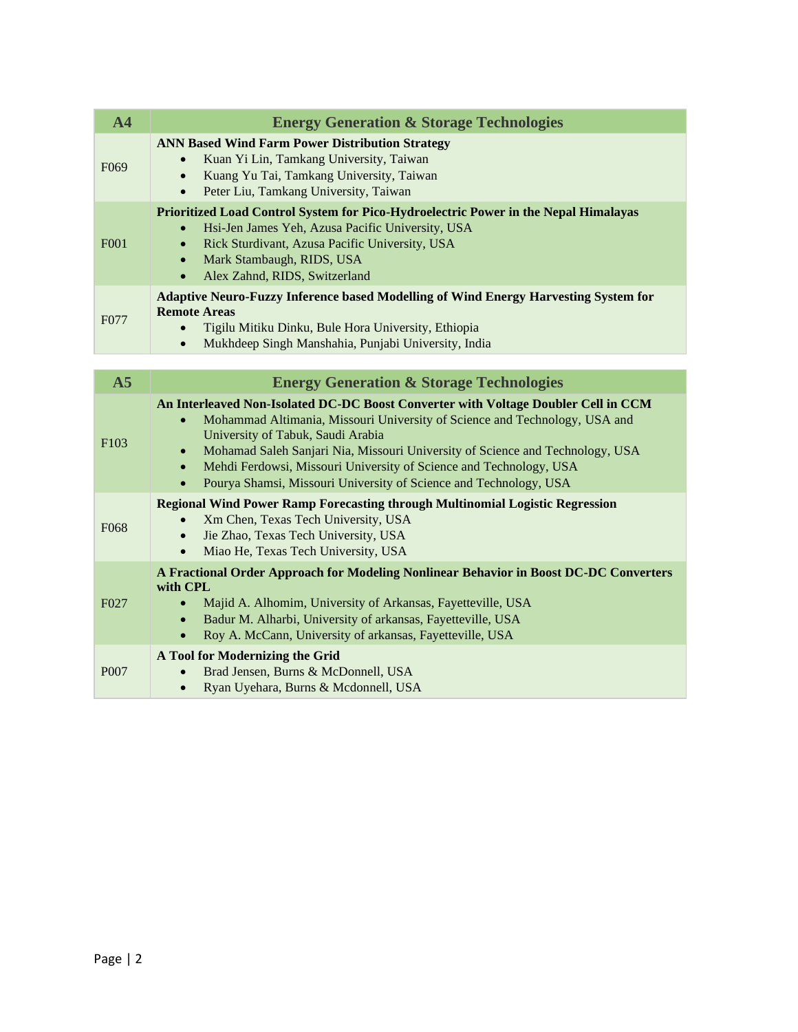| A4 | Energy Generation & Storage Technologies |
| --- | --- |
| F069 | **ANN Based Wind Farm Power Distribution Strategy**<br>• Kuan Yi Lin, Tamkang University, Taiwan<br>• Kuang Yu Tai, Tamkang University, Taiwan<br>• Peter Liu, Tamkang University, Taiwan |
| F001 | **Prioritized Load Control System for Pico-Hydroelectric Power in the Nepal Himalayas**<br>• Hsi-Jen James Yeh, Azusa Pacific University, USA<br>• Rick Sturdivant, Azusa Pacific University, USA<br>• Mark Stambaugh, RIDS, USA<br>• Alex Zahnd, RIDS, Switzerland |
| F077 | **Adaptive Neuro-Fuzzy Inference based Modelling of Wind Energy Harvesting System for Remote Areas**<br>• Tigilu Mitiku Dinku, Bule Hora University, Ethiopia<br>• Mukhdeep Singh Manshahia, Punjabi University, India |

| A5 | Energy Generation & Storage Technologies |
| --- | --- |
| F103 | **An Interleaved Non-Isolated DC-DC Boost Converter with Voltage Doubler Cell in CCM**<br>• Mohammad Altimania, Missouri University of Science and Technology, USA and University of Tabuk, Saudi Arabia<br>• Mohamad Saleh Sanjari Nia, Missouri University of Science and Technology, USA<br>• Mehdi Ferdowsi, Missouri University of Science and Technology, USA<br>• Pourya Shamsi, Missouri University of Science and Technology, USA |
| F068 | **Regional Wind Power Ramp Forecasting through Multinomial Logistic Regression**<br>• Xm Chen, Texas Tech University, USA<br>• Jie Zhao, Texas Tech University, USA<br>• Miao He, Texas Tech University, USA |
| F027 | **A Fractional Order Approach for Modeling Nonlinear Behavior in Boost DC-DC Converters with CPL**<br>• Majid A. Alhomim, University of Arkansas, Fayetteville, USA<br>• Badur M. Alharbi, University of arkansas, Fayetteville, USA<br>• Roy A. McCann, University of arkansas, Fayetteville, USA |
| P007 | **A Tool for Modernizing the Grid**<br>• Brad Jensen, Burns & McDonnell, USA<br>• Ryan Uyehara, Burns & Mcdonnell, USA |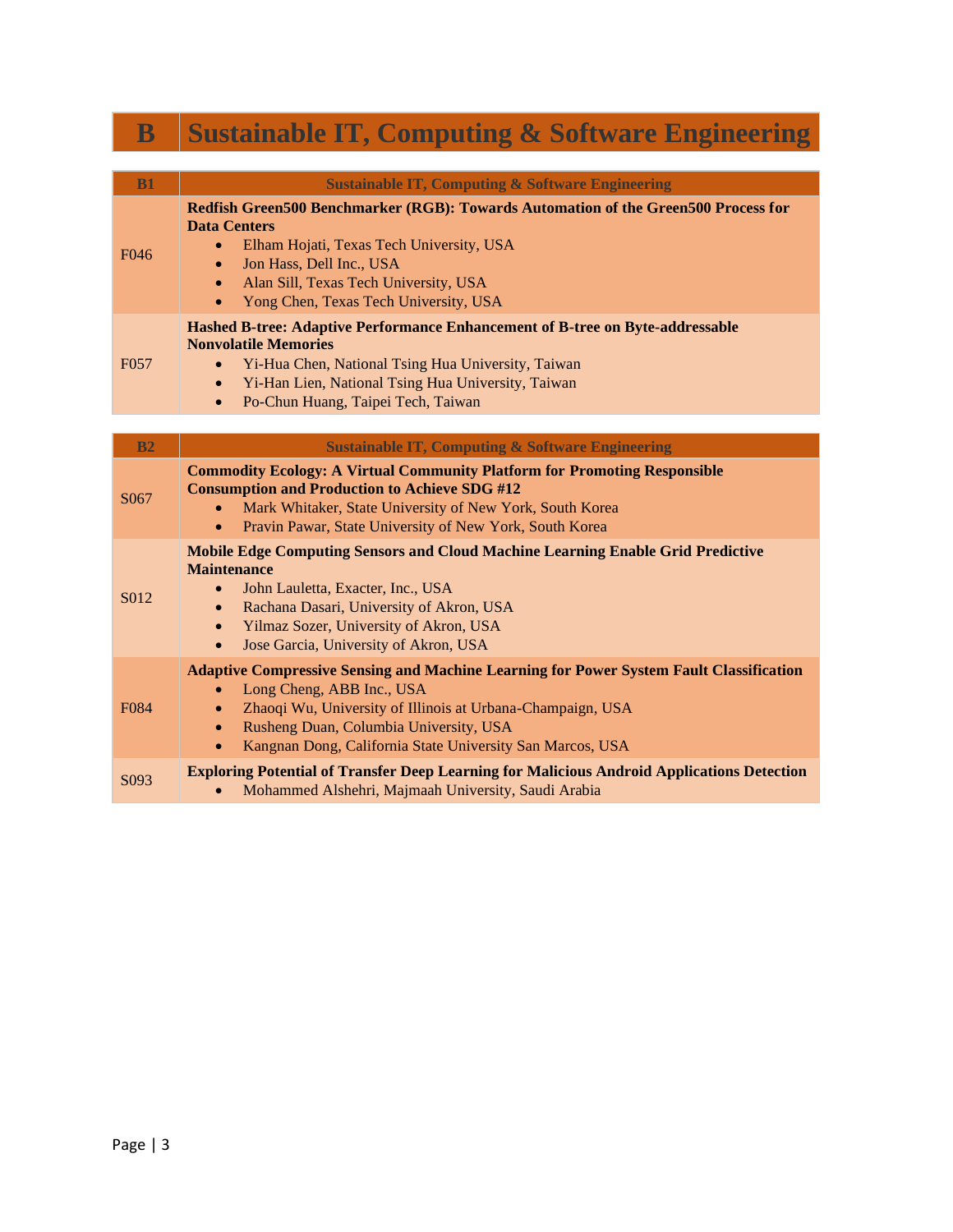# B Sustainable IT, Computing & Software Engineering

| B1 | Sustainable IT, Computing & Software Engineering |
|---|---|
| F046 | **Redfish Green500 Benchmarker (RGB): Towards Automation of the Green500 Process for Data Centers**<br>• Elham Hojati, Texas Tech University, USA<br>• Jon Hass, Dell Inc., USA<br>• Alan Sill, Texas Tech University, USA<br>• Yong Chen, Texas Tech University, USA |
| F057 | **Hashed B-tree: Adaptive Performance Enhancement of B-tree on Byte-addressable Nonvolatile Memories**<br>• Yi-Hua Chen, National Tsing Hua University, Taiwan<br>• Yi-Han Lien, National Tsing Hua University, Taiwan<br>• Po-Chun Huang, Taipei Tech, Taiwan |

| B2 | Sustainable IT, Computing & Software Engineering |
|---|---|
| S067 | **Commodity Ecology: A Virtual Community Platform for Promoting Responsible Consumption and Production to Achieve SDG #12**<br>• Mark Whitaker, State University of New York, South Korea<br>• Pravin Pawar, State University of New York, South Korea |
| S012 | **Mobile Edge Computing Sensors and Cloud Machine Learning Enable Grid Predictive Maintenance**<br>• John Lauletta, Exacter, Inc., USA<br>• Rachana Dasari, University of Akron, USA<br>• Yilmaz Sozer, University of Akron, USA<br>• Jose Garcia, University of Akron, USA |
| F084 | **Adaptive Compressive Sensing and Machine Learning for Power System Fault Classification**<br>• Long Cheng, ABB Inc., USA<br>• Zhaoqi Wu, University of Illinois at Urbana-Champaign, USA<br>• Rusheng Duan, Columbia University, USA<br>• Kangnan Dong, California State University San Marcos, USA |
| S093 | **Exploring Potential of Transfer Deep Learning for Malicious Android Applications Detection**<br>• Mohammed Alshehri, Majmaah University, Saudi Arabia |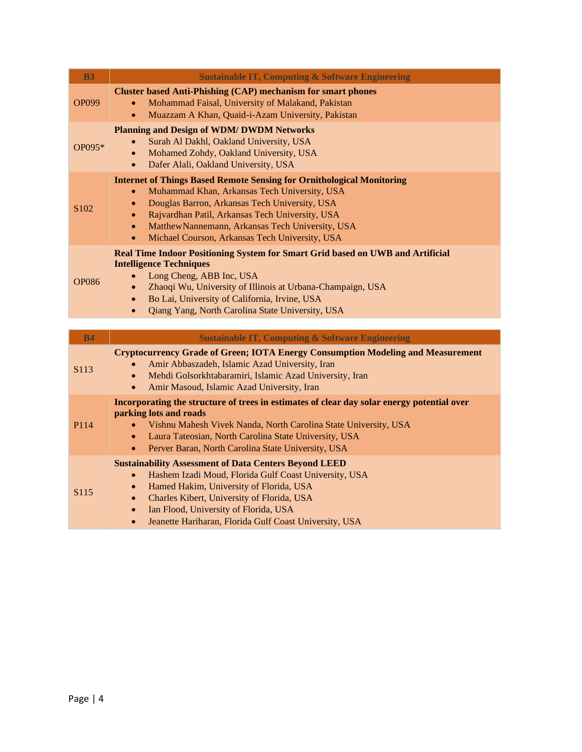| B3 | Sustainable IT, Computing & Software Engineering |
|---|---|
| OP099 | **Cluster based Anti-Phishing (CAP) mechanism for smart phones**<br>• Mohammad Faisal, University of Malakand, Pakistan<br>• Muazzam A Khan, Quaid-i-Azam University, Pakistan |
| OP095* | **Planning and Design of WDM/ DWDM Networks**<br>• Surah Al Dakhl, Oakland University, USA<br>• Mohamed Zohdy, Oakland University, USA<br>• Dafer Alali, Oakland University, USA |
| S102 | **Internet of Things Based Remote Sensing for Ornithological Monitoring**<br>• Muhammad Khan, Arkansas Tech University, USA<br>• Douglas Barron, Arkansas Tech University, USA<br>• Rajvardhan Patil, Arkansas Tech University, USA<br>• MatthewNannemann, Arkansas Tech University, USA<br>• Michael Courson, Arkansas Tech University, USA |
| OP086 | **Real Time Indoor Positioning System for Smart Grid based on UWB and Artificial Intelligence Techniques**<br>• Long Cheng, ABB Inc, USA<br>• Zhaoqi Wu, University of Illinois at Urbana-Champaign, USA<br>• Bo Lai, University of California, Irvine, USA<br>• Qiang Yang, North Carolina State University, USA |

| B4 | Sustainable IT, Computing & Software Engineering |
|---|---|
| S113 | **Cryptocurrency Grade of Green; IOTA Energy Consumption Modeling and Measurement**<br>• Amir Abbaszadeh, Islamic Azad University, Iran<br>• Mehdi Golsorkhtabaramiri, Islamic Azad University, Iran<br>• Amir Masoud, Islamic Azad University, Iran |
| P114 | **Incorporating the structure of trees in estimates of clear day solar energy potential over parking lots and roads**<br>• Vishnu Mahesh Vivek Nanda, North Carolina State University, USA<br>• Laura Tateosian, North Carolina State University, USA<br>• Perver Baran, North Carolina State University, USA |
| S115 | **Sustainability Assessment of Data Centers Beyond LEED**<br>• Hashem Izadi Moud, Florida Gulf Coast University, USA<br>• Hamed Hakim, University of Florida, USA<br>• Charles Kibert, University of Florida, USA<br>• Ian Flood, University of Florida, USA<br>• Jeanette Hariharan, Florida Gulf Coast University, USA |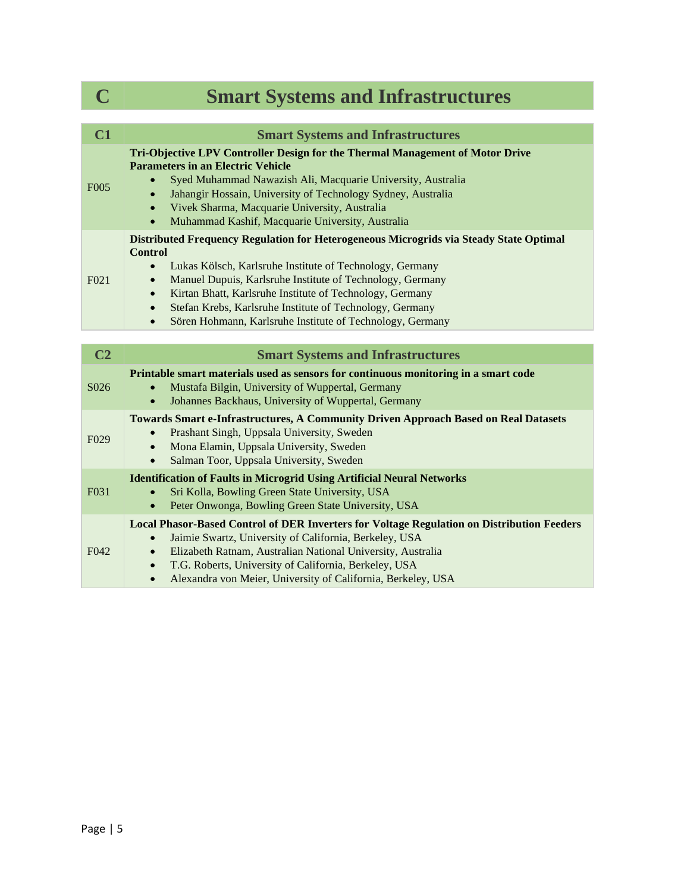# C Smart Systems and Infrastructures

| C1 | Smart Systems and Infrastructures |
|---|---|
| F005 | **Tri-Objective LPV Controller Design for the Thermal Management of Motor Drive Parameters in an Electric Vehicle**<br>• Syed Muhammad Nawazish Ali, Macquarie University, Australia<br>• Jahangir Hossain, University of Technology Sydney, Australia<br>• Vivek Sharma, Macquarie University, Australia<br>• Muhammad Kashif, Macquarie University, Australia |
| F021 | **Distributed Frequency Regulation for Heterogeneous Microgrids via Steady State Optimal Control**<br>• Lukas Kölsch, Karlsruhe Institute of Technology, Germany<br>• Manuel Dupuis, Karlsruhe Institute of Technology, Germany<br>• Kirtan Bhatt, Karlsruhe Institute of Technology, Germany<br>• Stefan Krebs, Karlsruhe Institute of Technology, Germany<br>• Sören Hohmann, Karlsruhe Institute of Technology, Germany |

| C2 | Smart Systems and Infrastructures |
|---|---|
| S026 | **Printable smart materials used as sensors for continuous monitoring in a smart code**<br>• Mustafa Bilgin, University of Wuppertal, Germany<br>• Johannes Backhaus, University of Wuppertal, Germany |
| F029 | **Towards Smart e-Infrastructures, A Community Driven Approach Based on Real Datasets**<br>• Prashant Singh, Uppsala University, Sweden<br>• Mona Elamin, Uppsala University, Sweden<br>• Salman Toor, Uppsala University, Sweden |
| F031 | **Identification of Faults in Microgrid Using Artificial Neural Networks**<br>• Sri Kolla, Bowling Green State University, USA<br>• Peter Onwonga, Bowling Green State University, USA |
| F042 | **Local Phasor-Based Control of DER Inverters for Voltage Regulation on Distribution Feeders**<br>• Jaimie Swartz, University of California, Berkeley, USA<br>• Elizabeth Ratnam, Australian National University, Australia<br>• T.G. Roberts, University of California, Berkeley, USA<br>• Alexandra von Meier, University of California, Berkeley, USA |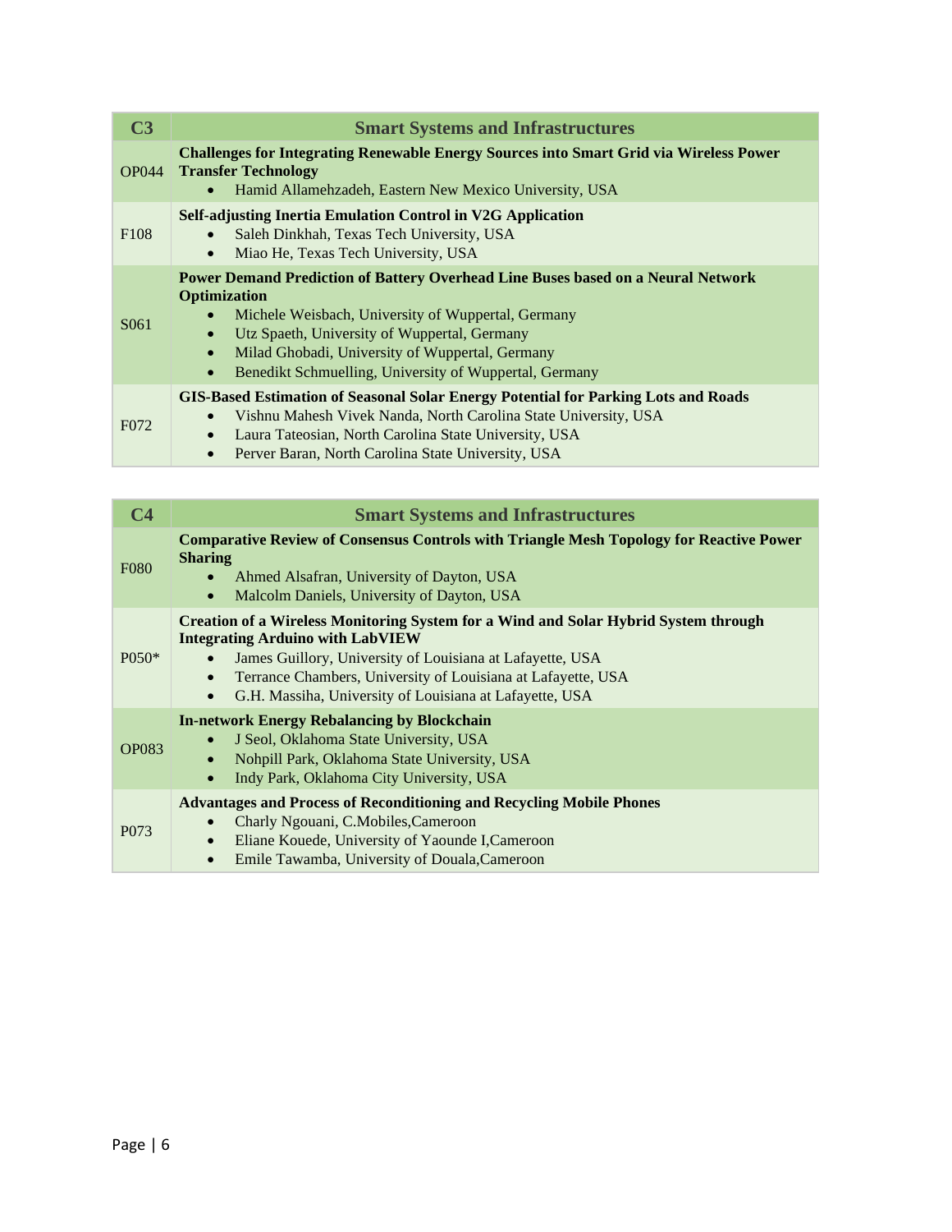| C3 | Smart Systems and Infrastructures |
| --- | --- |
| OP044 | **Challenges for Integrating Renewable Energy Sources into Smart Grid via Wireless Power Transfer Technology**<br>• Hamid Allamehzadeh, Eastern New Mexico University, USA |
| F108 | **Self-adjusting Inertia Emulation Control in V2G Application**<br>• Saleh Dinkhah, Texas Tech University, USA<br>• Miao He, Texas Tech University, USA |
| S061 | **Power Demand Prediction of Battery Overhead Line Buses based on a Neural Network Optimization**<br>• Michele Weisbach, University of Wuppertal, Germany<br>• Utz Spaeth, University of Wuppertal, Germany<br>• Milad Ghobadi, University of Wuppertal, Germany<br>• Benedikt Schmuelling, University of Wuppertal, Germany |
| F072 | **GIS-Based Estimation of Seasonal Solar Energy Potential for Parking Lots and Roads**<br>• Vishnu Mahesh Vivek Nanda, North Carolina State University, USA<br>• Laura Tateosian, North Carolina State University, USA<br>• Perver Baran, North Carolina State University, USA |

| C4 | Smart Systems and Infrastructures |
| --- | --- |
| F080 | **Comparative Review of Consensus Controls with Triangle Mesh Topology for Reactive Power Sharing**<br>• Ahmed Alsafran, University of Dayton, USA<br>• Malcolm Daniels, University of Dayton, USA |
| P050* | **Creation of a Wireless Monitoring System for a Wind and Solar Hybrid System through Integrating Arduino with LabVIEW**<br>• James Guillory, University of Louisiana at Lafayette, USA<br>• Terrance Chambers, University of Louisiana at Lafayette, USA<br>• G.H. Massiha, University of Louisiana at Lafayette, USA |
| OP083 | **In-network Energy Rebalancing by Blockchain**<br>• J Seol, Oklahoma State University, USA<br>• Nohpill Park, Oklahoma State University, USA<br>• Indy Park, Oklahoma City University, USA |
| P073 | **Advantages and Process of Reconditioning and Recycling Mobile Phones**<br>• Charly Ngouani, C.Mobiles,Cameroon<br>• Eliane Kouede, University of Yaounde I,Cameroon<br>• Emile Tawamba, University of Douala,Cameroon |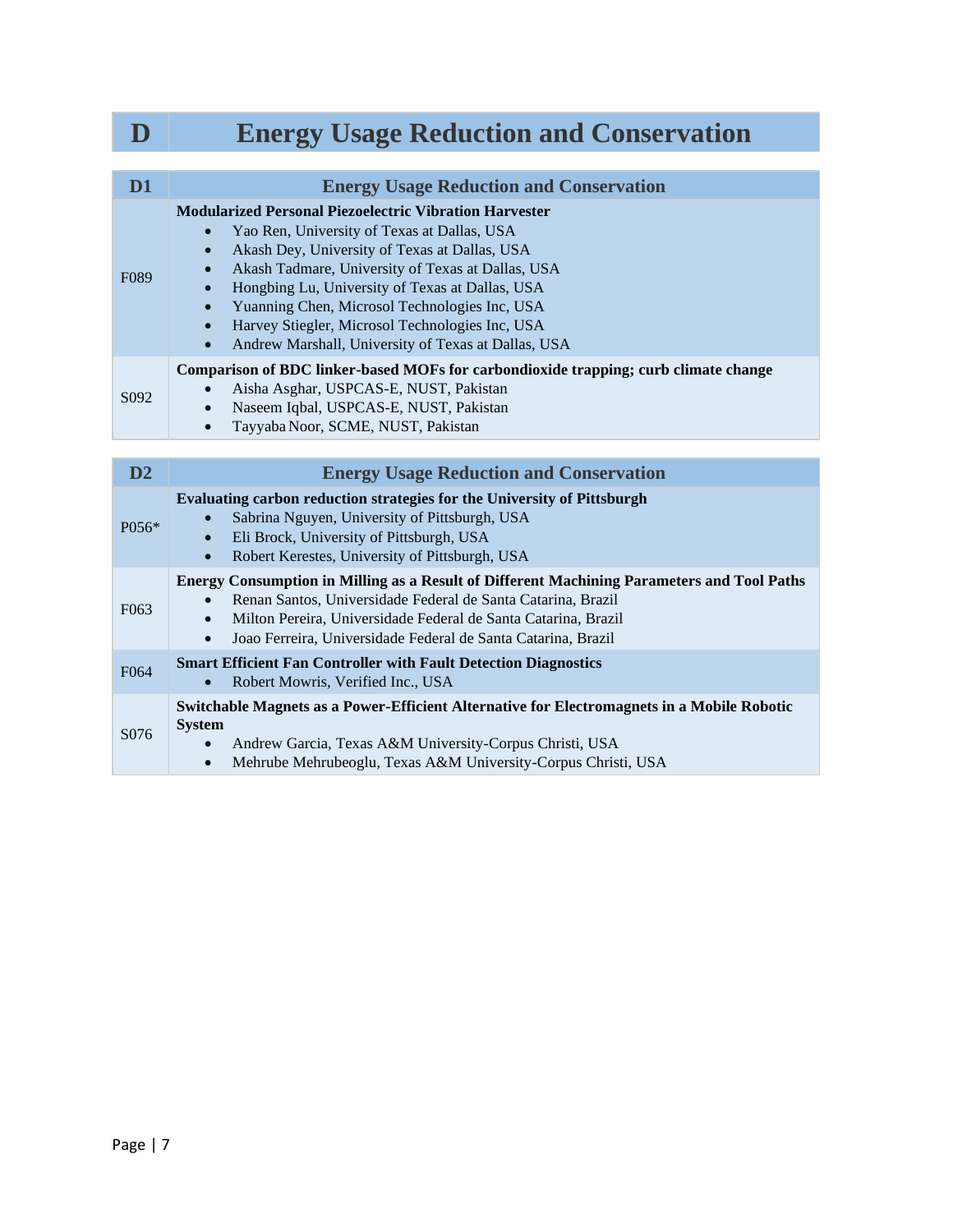# D Energy Usage Reduction and Conservation

| D1 | Energy Usage Reduction and Conservation |
|---|---|
| F089 | **Modularized Personal Piezoelectric Vibration Harvester**<br>• Yao Ren, University of Texas at Dallas, USA<br>• Akash Dey, University of Texas at Dallas, USA<br>• Akash Tadmare, University of Texas at Dallas, USA<br>• Hongbing Lu, University of Texas at Dallas, USA<br>• Yuanning Chen, Microsol Technologies Inc, USA<br>• Harvey Stiegler, Microsol Technologies Inc, USA<br>• Andrew Marshall, University of Texas at Dallas, USA |
| S092 | **Comparison of BDC linker-based MOFs for carbondioxide trapping; curb climate change**<br>• Aisha Asghar, USPCAS-E, NUST, Pakistan<br>• Naseem Iqbal, USPCAS-E, NUST, Pakistan<br>• Tayyaba Noor, SCME, NUST, Pakistan |

| D2 | Energy Usage Reduction and Conservation |
|---|---|
| P056* | **Evaluating carbon reduction strategies for the University of Pittsburgh**<br>• Sabrina Nguyen, University of Pittsburgh, USA<br>• Eli Brock, University of Pittsburgh, USA<br>• Robert Kerestes, University of Pittsburgh, USA |
| F063 | **Energy Consumption in Milling as a Result of Different Machining Parameters and Tool Paths**<br>• Renan Santos, Universidade Federal de Santa Catarina, Brazil<br>• Milton Pereira, Universidade Federal de Santa Catarina, Brazil<br>• Joao Ferreira, Universidade Federal de Santa Catarina, Brazil |
| F064 | **Smart Efficient Fan Controller with Fault Detection Diagnostics**<br>• Robert Mowris, Verified Inc., USA |
| S076 | **Switchable Magnets as a Power-Efficient Alternative for Electromagnets in a Mobile Robotic System**<br>• Andrew Garcia, Texas A&M University-Corpus Christi, USA<br>• Mehrube Mehrubeoglu, Texas A&M University-Corpus Christi, USA |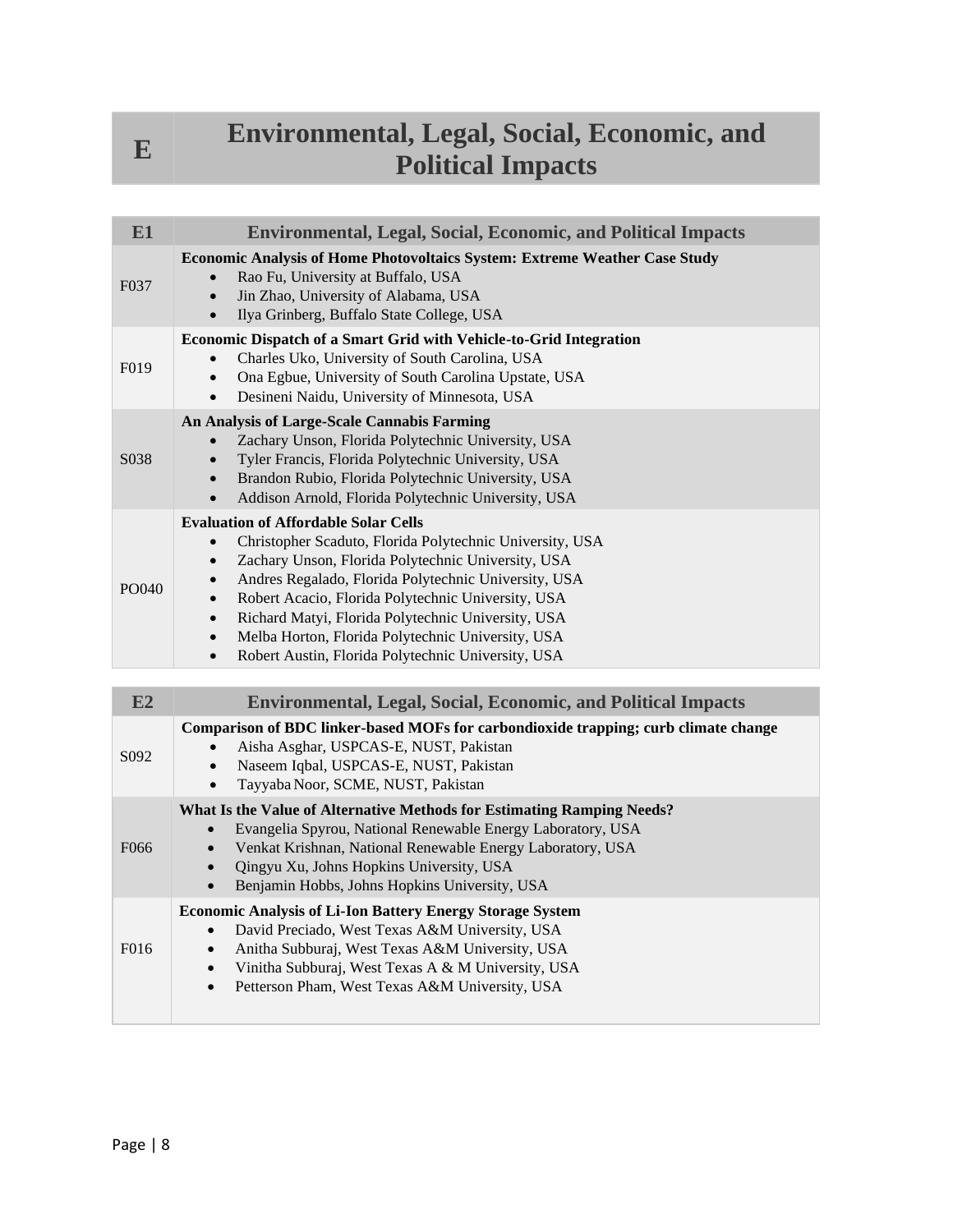# E Environmental, Legal, Social, Economic, and Political Impacts

| E1 | Environmental, Legal, Social, Economic, and Political Impacts |
|---|---|
| F037 | **Economic Analysis of Home Photovoltaics System: Extreme Weather Case Study**<br>• Rao Fu, University at Buffalo, USA<br>• Jin Zhao, University of Alabama, USA<br>• Ilya Grinberg, Buffalo State College, USA |
| F019 | **Economic Dispatch of a Smart Grid with Vehicle-to-Grid Integration**<br>• Charles Uko, University of South Carolina, USA<br>• Ona Egbue, University of South Carolina Upstate, USA<br>• Desineni Naidu, University of Minnesota, USA |
| S038 | **An Analysis of Large-Scale Cannabis Farming**<br>• Zachary Unson, Florida Polytechnic University, USA<br>• Tyler Francis, Florida Polytechnic University, USA<br>• Brandon Rubio, Florida Polytechnic University, USA<br>• Addison Arnold, Florida Polytechnic University, USA |
| PO040 | **Evaluation of Affordable Solar Cells**<br>• Christopher Scaduto, Florida Polytechnic University, USA<br>• Zachary Unson, Florida Polytechnic University, USA<br>• Andres Regalado, Florida Polytechnic University, USA<br>• Robert Acacio, Florida Polytechnic University, USA<br>• Richard Matyi, Florida Polytechnic University, USA<br>• Melba Horton, Florida Polytechnic University, USA<br>• Robert Austin, Florida Polytechnic University, USA |

| E2 | Environmental, Legal, Social, Economic, and Political Impacts |
|---|---|
| S092 | **Comparison of BDC linker-based MOFs for carbondioxide trapping; curb climate change**<br>• Aisha Asghar, USPCAS-E, NUST, Pakistan<br>• Naseem Iqbal, USPCAS-E, NUST, Pakistan<br>• Tayyaba Noor, SCME, NUST, Pakistan |
| F066 | **What Is the Value of Alternative Methods for Estimating Ramping Needs?**<br>• Evangelia Spyrou, National Renewable Energy Laboratory, USA<br>• Venkat Krishnan, National Renewable Energy Laboratory, USA<br>• Qingyu Xu, Johns Hopkins University, USA<br>• Benjamin Hobbs, Johns Hopkins University, USA |
| F016 | **Economic Analysis of Li-Ion Battery Energy Storage System**<br>• David Preciado, West Texas A&M University, USA<br>• Anitha Subburaj, West Texas A&M University, USA<br>• Vinitha Subburaj, West Texas A & M University, USA<br>• Petterson Pham, West Texas A&M University, USA |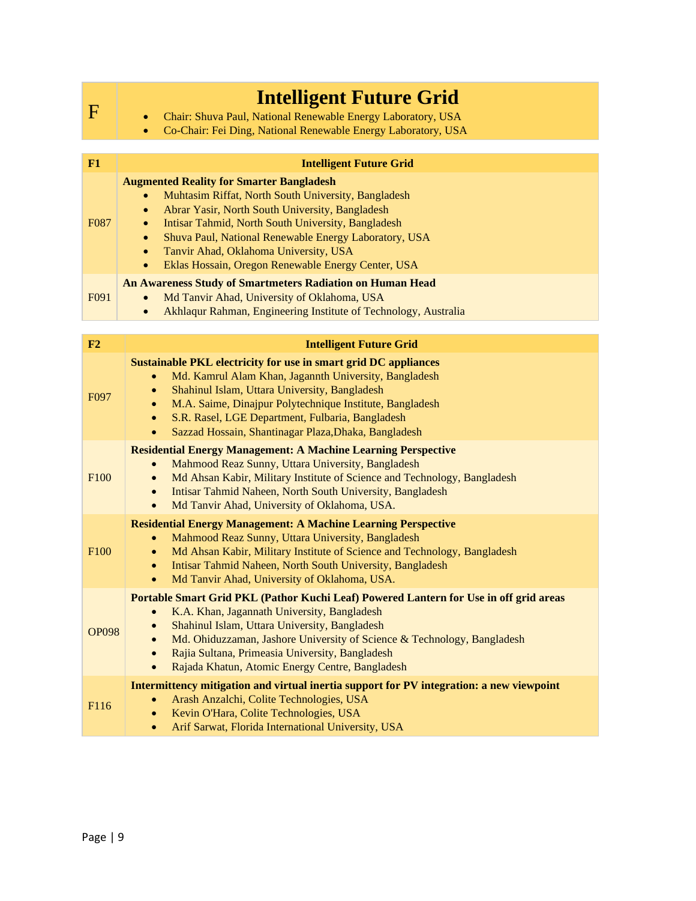| F | **Intelligent Future Grid**<br>• Chair: Shuva Paul, National Renewable Energy Laboratory, USA<br>• Co-Chair: Fei Ding, National Renewable Energy Laboratory, USA |
|---|---|

| **F1** | **Intelligent Future Grid** |
|---|---|
| F087 | **Augmented Reality for Smarter Bangladesh**<br>• Muhtasim Riffat, North South University, Bangladesh<br>• Abrar Yasir, North South University, Bangladesh<br>• Intisar Tahmid, North South University, Bangladesh<br>• Shuva Paul, National Renewable Energy Laboratory, USA<br>• Tanvir Ahad, Oklahoma University, USA<br>• Eklas Hossain, Oregon Renewable Energy Center, USA |
| F091 | **An Awareness Study of Smartmeters Radiation on Human Head**<br>• Md Tanvir Ahad, University of Oklahoma, USA<br>• Akhlaqur Rahman, Engineering Institute of Technology, Australia |

| **F2** | **Intelligent Future Grid** |
|---|---|
| F097 | **Sustainable PKL electricity for use in smart grid DC appliances**<br>• Md. Kamrul Alam Khan, Jagannth University, Bangladesh<br>• Shahinul Islam, Uttara University, Bangladesh<br>• M.A. Saime, Dinajpur Polytechnique Institute, Bangladesh<br>• S.R. Rasel, LGE Department, Fulbaria, Bangladesh<br>• Sazzad Hossain, Shantinagar Plaza,Dhaka, Bangladesh |
| F100 | **Residential Energy Management: A Machine Learning Perspective**<br>• Mahmood Reaz Sunny, Uttara University, Bangladesh<br>• Md Ahsan Kabir, Military Institute of Science and Technology, Bangladesh<br>• Intisar Tahmid Naheen, North South University, Bangladesh<br>• Md Tanvir Ahad, University of Oklahoma, USA. |
| F100 | **Residential Energy Management: A Machine Learning Perspective**<br>• Mahmood Reaz Sunny, Uttara University, Bangladesh<br>• Md Ahsan Kabir, Military Institute of Science and Technology, Bangladesh<br>• Intisar Tahmid Naheen, North South University, Bangladesh<br>• Md Tanvir Ahad, University of Oklahoma, USA. |
| OP098 | **Portable Smart Grid PKL (Pathor Kuchi Leaf) Powered Lantern for Use in off grid areas**<br>• K.A. Khan, Jagannath University, Bangladesh<br>• Shahinul Islam, Uttara University, Bangladesh<br>• Md. Ohiduzzaman, Jashore University of Science & Technology, Bangladesh<br>• Rajia Sultana, Primeasia University, Bangladesh<br>• Rajada Khatun, Atomic Energy Centre, Bangladesh |
| F116 | **Intermittency mitigation and virtual inertia support for PV integration: a new viewpoint**<br>• Arash Anzalchi, Colite Technologies, USA<br>• Kevin O'Hara, Colite Technologies, USA<br>• Arif Sarwat, Florida International University, USA |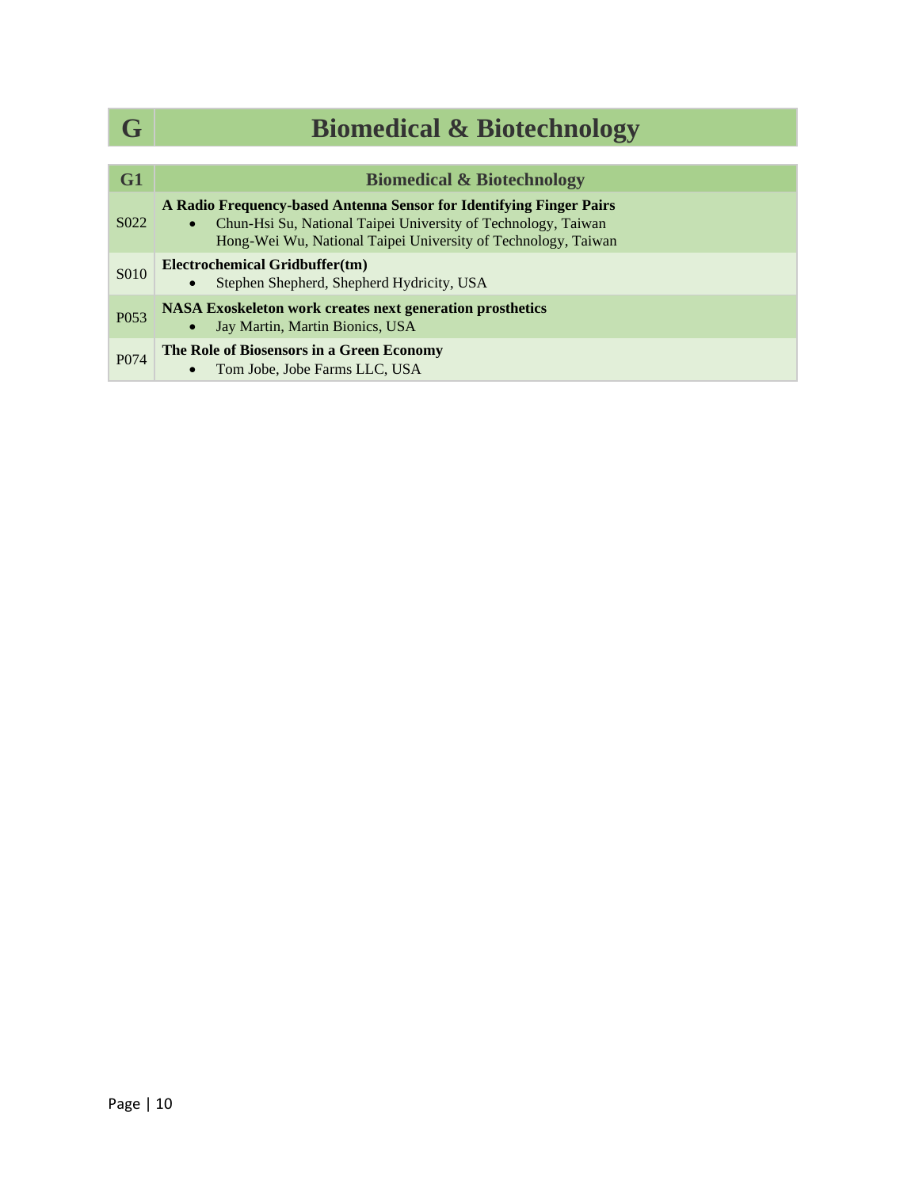# G Biomedical & Biotechnology

| G1 | Biomedical & Biotechnology |
|---|---|
| S022 | **A Radio Frequency-based Antenna Sensor for Identifying Finger Pairs**<br>• Chun-Hsi Su, National Taipei University of Technology, Taiwan<br>Hong-Wei Wu, National Taipei University of Technology, Taiwan |
| S010 | **Electrochemical Gridbuffer(tm)**<br>• Stephen Shepherd, Shepherd Hydricity, USA |
| P053 | **NASA Exoskeleton work creates next generation prosthetics**<br>• Jay Martin, Martin Bionics, USA |
| P074 | **The Role of Biosensors in a Green Economy**<br>• Tom Jobe, Jobe Farms LLC, USA |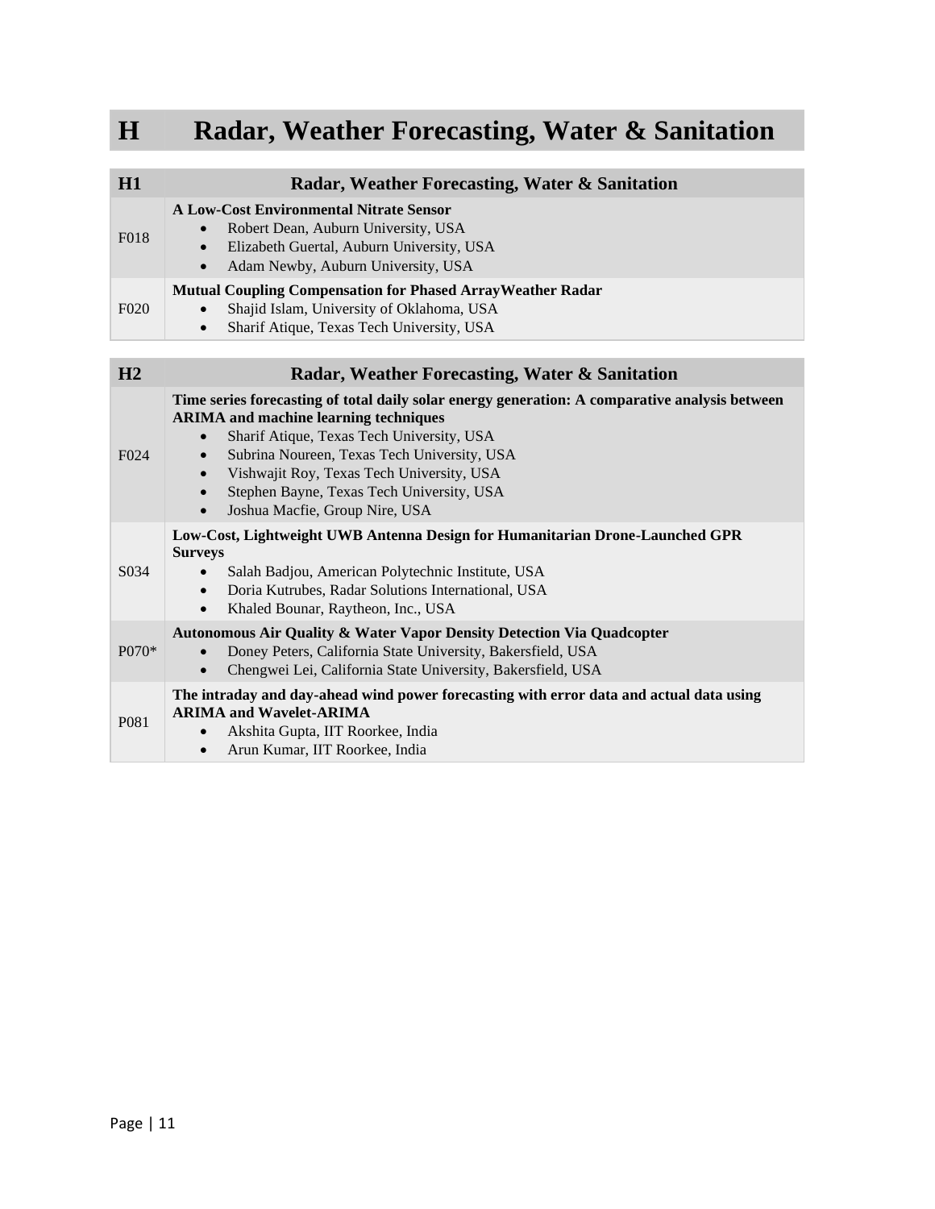# H Radar, Weather Forecasting, Water & Sanitation

| H1 | Radar, Weather Forecasting, Water & Sanitation |
|---|---|
| F018 | **A Low-Cost Environmental Nitrate Sensor**<br>• Robert Dean, Auburn University, USA<br>• Elizabeth Guertal, Auburn University, USA<br>• Adam Newby, Auburn University, USA |
| F020 | **Mutual Coupling Compensation for Phased ArrayWeather Radar**<br>• Shajid Islam, University of Oklahoma, USA<br>• Sharif Atique, Texas Tech University, USA |

| H2 | Radar, Weather Forecasting, Water & Sanitation |
|---|---|
| F024 | **Time series forecasting of total daily solar energy generation: A comparative analysis between ARIMA and machine learning techniques**<br>• Sharif Atique, Texas Tech University, USA<br>• Subrina Noureen, Texas Tech University, USA<br>• Vishwajit Roy, Texas Tech University, USA<br>• Stephen Bayne, Texas Tech University, USA<br>• Joshua Macfie, Group Nire, USA |
| S034 | **Low-Cost, Lightweight UWB Antenna Design for Humanitarian Drone-Launched GPR Surveys**<br>• Salah Badjou, American Polytechnic Institute, USA<br>• Doria Kutrubes, Radar Solutions International, USA<br>• Khaled Bounar, Raytheon, Inc., USA |
| P070* | **Autonomous Air Quality & Water Vapor Density Detection Via Quadcopter**<br>• Doney Peters, California State University, Bakersfield, USA<br>• Chengwei Lei, California State University, Bakersfield, USA |
| P081 | **The intraday and day-ahead wind power forecasting with error data and actual data using ARIMA and Wavelet-ARIMA**<br>• Akshita Gupta, IIT Roorkee, India<br>• Arun Kumar, IIT Roorkee, India |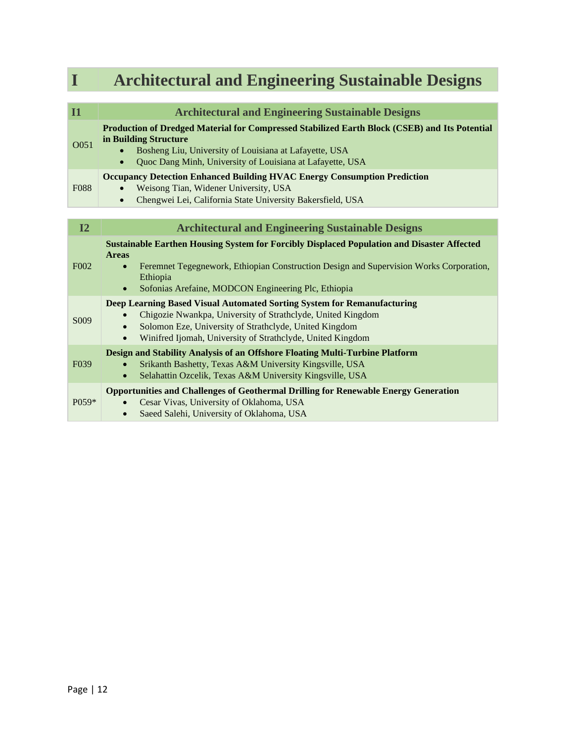# I Architectural and Engineering Sustainable Designs

| I1 | Architectural and Engineering Sustainable Designs |
|---|---|
| O051 | **Production of Dredged Material for Compressed Stabilized Earth Block (CSEB) and Its Potential in Building Structure**<br>• Bosheng Liu, University of Louisiana at Lafayette, USA<br>• Quoc Dang Minh, University of Louisiana at Lafayette, USA |
| F088 | **Occupancy Detection Enhanced Building HVAC Energy Consumption Prediction**<br>• Weisong Tian, Widener University, USA<br>• Chengwei Lei, California State University Bakersfield, USA |

| I2 | Architectural and Engineering Sustainable Designs |
|---|---|
| F002 | **Sustainable Earthen Housing System for Forcibly Displaced Population and Disaster Affected Areas**<br>• Feremnet Tegegnework, Ethiopian Construction Design and Supervision Works Corporation, Ethiopia<br>• Sofonias Arefaine, MODCON Engineering Plc, Ethiopia |
| S009 | **Deep Learning Based Visual Automated Sorting System for Remanufacturing**<br>• Chigozie Nwankpa, University of Strathclyde, United Kingdom<br>• Solomon Eze, University of Strathclyde, United Kingdom<br>• Winifred Ijomah, University of Strathclyde, United Kingdom |
| F039 | **Design and Stability Analysis of an Offshore Floating Multi-Turbine Platform**<br>• Srikanth Bashetty, Texas A&M University Kingsville, USA<br>• Selahattin Ozcelik, Texas A&M University Kingsville, USA |
| P059* | **Opportunities and Challenges of Geothermal Drilling for Renewable Energy Generation**<br>• Cesar Vivas, University of Oklahoma, USA<br>• Saeed Salehi, University of Oklahoma, USA |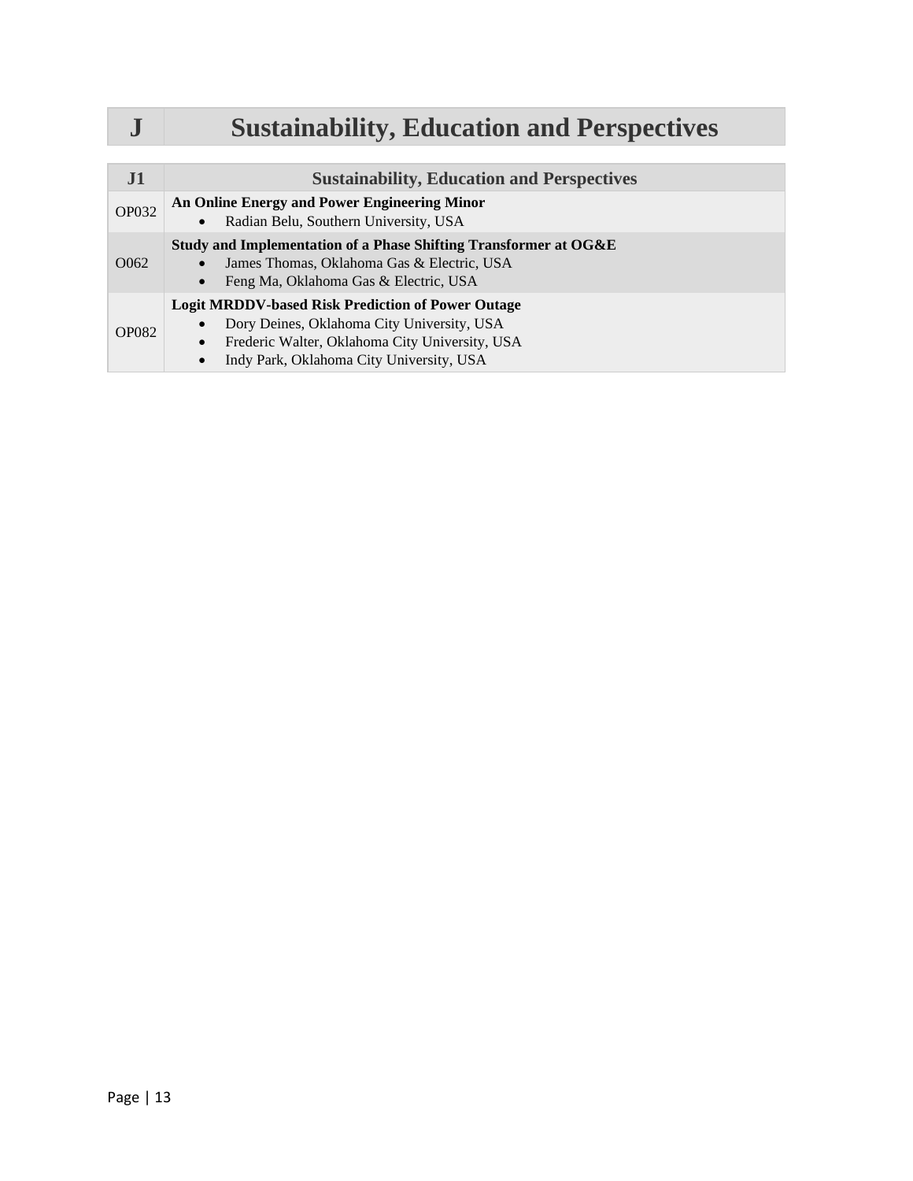| J | Sustainability, Education and Perspectives |
| --- | --- |

| J1 | Sustainability, Education and Perspectives |
| --- | --- |
| OP032 | **An Online Energy and Power Engineering Minor**<br>• Radian Belu, Southern University, USA |
| O062 | **Study and Implementation of a Phase Shifting Transformer at OG&E**<br>• James Thomas, Oklahoma Gas & Electric, USA<br>• Feng Ma, Oklahoma Gas & Electric, USA |
| OP082 | **Logit MRDDV-based Risk Prediction of Power Outage**<br>• Dory Deines, Oklahoma City University, USA<br>• Frederic Walter, Oklahoma City University, USA<br>• Indy Park, Oklahoma City University, USA |